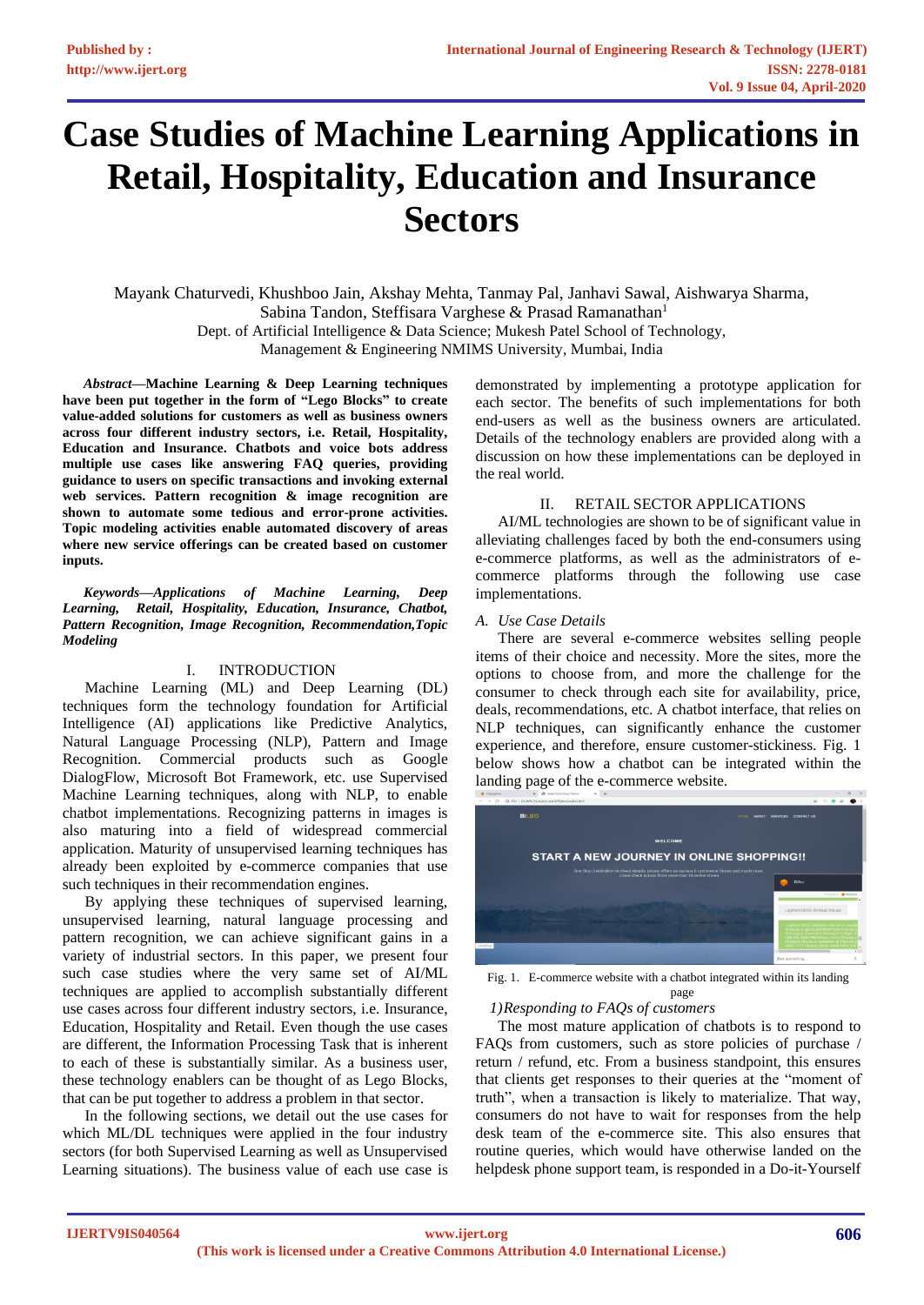# Case Studies of Machine Learning Applications in Retail, Hospitality, Education and Insurance Sectors

Mayank Chaturvedi, Khushboo Jain, Akshay Mehta, Tanmay Pal, Janhavi Sawal, Aishwarya Sharma, Sabina Tandon, Steffisara Varghese & Prasad Ramanathan[1]
Dept. of Artificial Intelligence & Data Science; Mukesh Patel School of Technology, Management & Engineering NMIMS University, Mumbai, India

***Abstract*—Machine Learning & Deep Learning techniques have been put together in the form of "Lego Blocks" to create value-added solutions for customers as well as business owners across four different industry sectors, i.e. Retail, Hospitality, Education and Insurance. Chatbots and voice bots address multiple use cases like answering FAQ queries, providing guidance to users on specific transactions and invoking external web services. Pattern recognition & image recognition are shown to automate some tedious and error-prone activities. Topic modeling activities enable automated discovery of areas where new service offerings can be created based on customer inputs.**

***Keywords—Applications of Machine Learning, Deep Learning, Retail, Hospitality, Education, Insurance, Chatbot, Pattern Recognition, Image Recognition, Recommendation,Topic Modeling***

## I. INTRODUCTION

Machine Learning (ML) and Deep Learning (DL) techniques form the technology foundation for Artificial Intelligence (AI) applications like Predictive Analytics, Natural Language Processing (NLP), Pattern and Image Recognition. Commercial products such as Google DialogFlow, Microsoft Bot Framework, etc. use Supervised Machine Learning techniques, along with NLP, to enable chatbot implementations. Recognizing patterns in images is also maturing into a field of widespread commercial application. Maturity of unsupervised learning techniques has already been exploited by e-commerce companies that use such techniques in their recommendation engines.

By applying these techniques of supervised learning, unsupervised learning, natural language processing and pattern recognition, we can achieve significant gains in a variety of industrial sectors. In this paper, we present four such case studies where the very same set of AI/ML techniques are applied to accomplish substantially different use cases across four different industry sectors, i.e. Insurance, Education, Hospitality and Retail. Even though the use cases are different, the Information Processing Task that is inherent to each of these is substantially similar. As a business user, these technology enablers can be thought of as Lego Blocks, that can be put together to address a problem in that sector.

In the following sections, we detail out the use cases for which ML/DL techniques were applied in the four industry sectors (for both Supervised Learning as well as Unsupervised Learning situations). The business value of each use case is demonstrated by implementing a prototype application for each sector. The benefits of such implementations for both end-users as well as the business owners are articulated. Details of the technology enablers are provided along with a discussion on how these implementations can be deployed in the real world.

## II. RETAIL SECTOR APPLICATIONS

AI/ML technologies are shown to be of significant value in alleviating challenges faced by both the end-consumers using e-commerce platforms, as well as the administrators of e-commerce platforms through the following use case implementations.

### *A. Use Case Details*

There are several e-commerce websites selling people items of their choice and necessity. More the sites, more the options to choose from, and more the challenge for the consumer to check through each site for availability, price, deals, recommendations, etc. A chatbot interface, that relies on NLP techniques, can significantly enhance the customer experience, and therefore, ensure customer-stickiness. Fig. 1 below shows how a chatbot can be integrated within the landing page of the e-commerce website.

Fig. 1. E-commerce website with a chatbot integrated within its landing page

#### *1) Responding to FAQs of customers*

The most mature application of chatbots is to respond to FAQs from customers, such as store policies of purchase / return / refund, etc. From a business standpoint, this ensures that clients get responses to their queries at the "moment of truth", when a transaction is likely to materialize. That way, consumers do not have to wait for responses from the help desk team of the e-commerce site. This also ensures that routine queries, which would have otherwise landed on the helpdesk phone support team, is responded in a Do-it-Yourself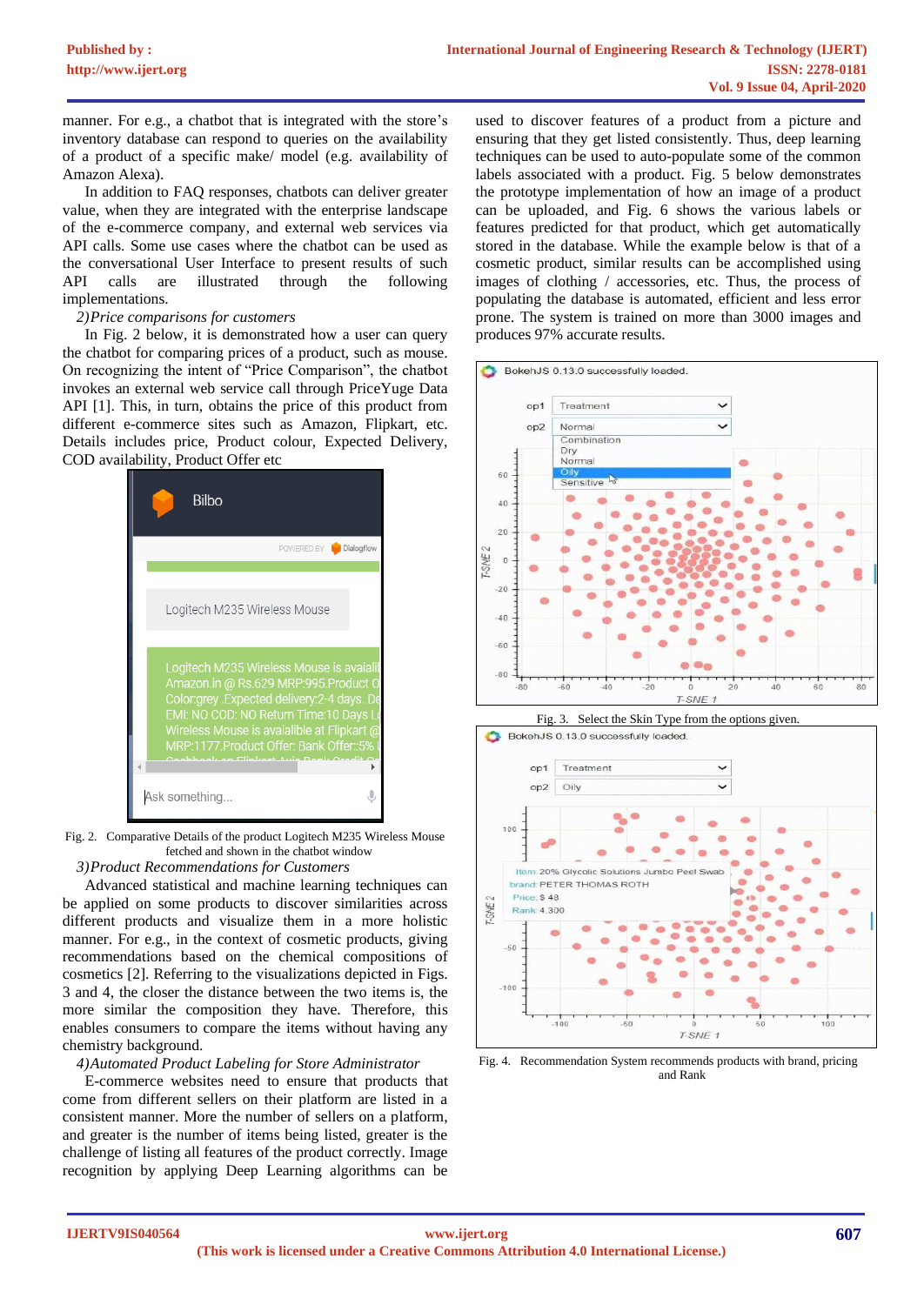manner. For e.g., a chatbot that is integrated with the store's inventory database can respond to queries on the availability of a product of a specific make/ model (e.g. availability of Amazon Alexa).

In addition to FAQ responses, chatbots can deliver greater value, when they are integrated with the enterprise landscape of the e-commerce company, and external web services via API calls. Some use cases where the chatbot can be used as the conversational User Interface to present results of such API calls are illustrated through the following implementations.

*2) Price comparisons for customers*

In Fig. 2 below, it is demonstrated how a user can query the chatbot for comparing prices of a product, such as mouse. On recognizing the intent of "Price Comparison", the chatbot invokes an external web service call through PriceYuge Data API [1]. This, in turn, obtains the price of this product from different e-commerce sites such as Amazon, Flipkart, etc. Details includes price, Product colour, Expected Delivery, COD availability, Product Offer etc

Fig. 2. Comparative Details of the product Logitech M235 Wireless Mouse fetched and shown in the chatbot window

*3) Product Recommendations for Customers*

Advanced statistical and machine learning techniques can be applied on some products to discover similarities across different products and visualize them in a more holistic manner. For e.g., in the context of cosmetic products, giving recommendations based on the chemical compositions of cosmetics [2]. Referring to the visualizations depicted in Figs. 3 and 4, the closer the distance between the two items is, the more similar the composition they have. Therefore, this enables consumers to compare the items without having any chemistry background.

*4) Automated Product Labeling for Store Administrator*

E-commerce websites need to ensure that products that come from different sellers on their platform are listed in a consistent manner. More the number of sellers on a platform, and greater is the number of items being listed, greater is the challenge of listing all features of the product correctly. Image recognition by applying Deep Learning algorithms can be used to discover features of a product from a picture and ensuring that they get listed consistently. Thus, deep learning techniques can be used to auto-populate some of the common labels associated with a product. Fig. 5 below demonstrates the prototype implementation of how an image of a product can be uploaded, and Fig. 6 shows the various labels or features predicted for that product, which get automatically stored in the database. While the example below is that of a cosmetic product, similar results can be accomplished using images of clothing / accessories, etc. Thus, the process of populating the database is automated, efficient and less error prone. The system is trained on more than 3000 images and produces 97% accurate results.

Fig. 3. Select the Skin Type from the options given.

Fig. 4. Recommendation System recommends products with brand, pricing and Rank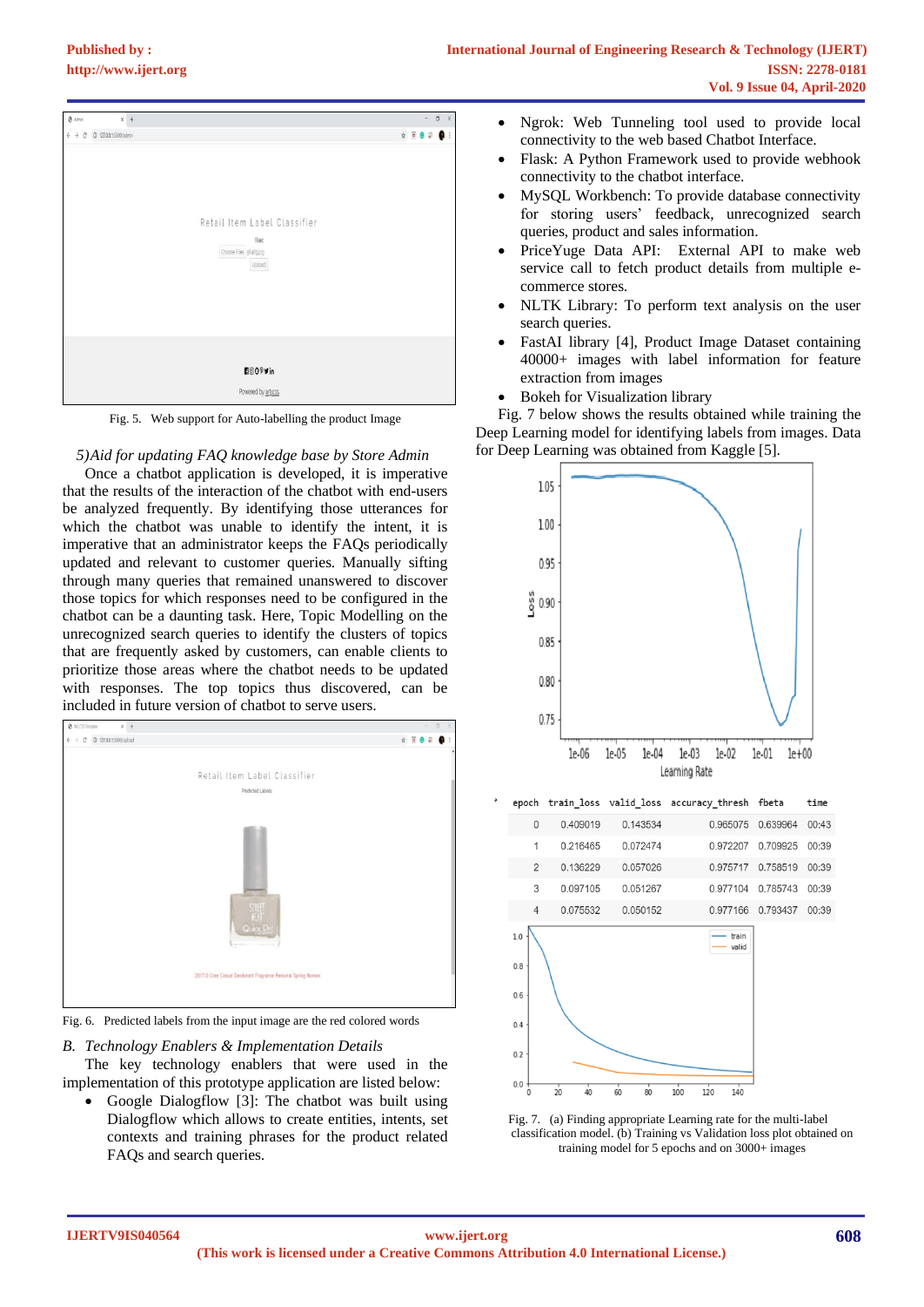Fig. 5. Web support for Auto-labelling the product Image

*5)Aid for updating FAQ knowledge base by Store Admin*

Once a chatbot application is developed, it is imperative that the results of the interaction of the chatbot with end-users be analyzed frequently. By identifying those utterances for which the chatbot was unable to identify the intent, it is imperative that an administrator keeps the FAQs periodically updated and relevant to customer queries. Manually sifting through many queries that remained unanswered to discover those topics for which responses need to be configured in the chatbot can be a daunting task. Here, Topic Modelling on the unrecognized search queries to identify the clusters of topics that are frequently asked by customers, can enable clients to prioritize those areas where the chatbot needs to be updated with responses. The top topics thus discovered, can be included in future version of chatbot to serve users.

Fig. 6. Predicted labels from the input image are the red colored words

## B. *Technology Enablers & Implementation Details*

The key technology enablers that were used in the implementation of this prototype application are listed below:

- Google Dialogflow [3]: The chatbot was built using Dialogflow which allows to create entities, intents, set contexts and training phrases for the product related FAQs and search queries.
- Ngrok: Web Tunneling tool used to provide local connectivity to the web based Chatbot Interface.
- Flask: A Python Framework used to provide webhook connectivity to the chatbot interface.
- MySQL Workbench: To provide database connectivity for storing users' feedback, unrecognized search queries, product and sales information.
- PriceYuge Data API: External API to make web service call to fetch product details from multiple e-commerce stores.
- NLTK Library: To perform text analysis on the user search queries.
- FastAI library [4], Product Image Dataset containing 40000+ images with label information for feature extraction from images
- Bokeh for Visualization library

Fig. 7 below shows the results obtained while training the Deep Learning model for identifying labels from images. Data for Deep Learning was obtained from Kaggle [5].

| epoch | train_loss | valid_loss | accuracy_thresh | fbeta | time |
|---|---|---|---|---|---|
| 0 | 0.409019 | 0.143534 | 0.965075 | 0.639964 | 00:43 |
| 1 | 0.216465 | 0.072474 | 0.972207 | 0.709925 | 00:39 |
| 2 | 0.136229 | 0.057026 | 0.975717 | 0.758519 | 00:39 |
| 3 | 0.097105 | 0.051267 | 0.977104 | 0.785743 | 00:39 |
| 4 | 0.075532 | 0.050152 | 0.977166 | 0.793437 | 00:39 |

Fig. 7. (a) Finding appropriate Learning rate for the multi-label classification model. (b) Training vs Validation loss plot obtained on training model for 5 epochs and on 3000+ images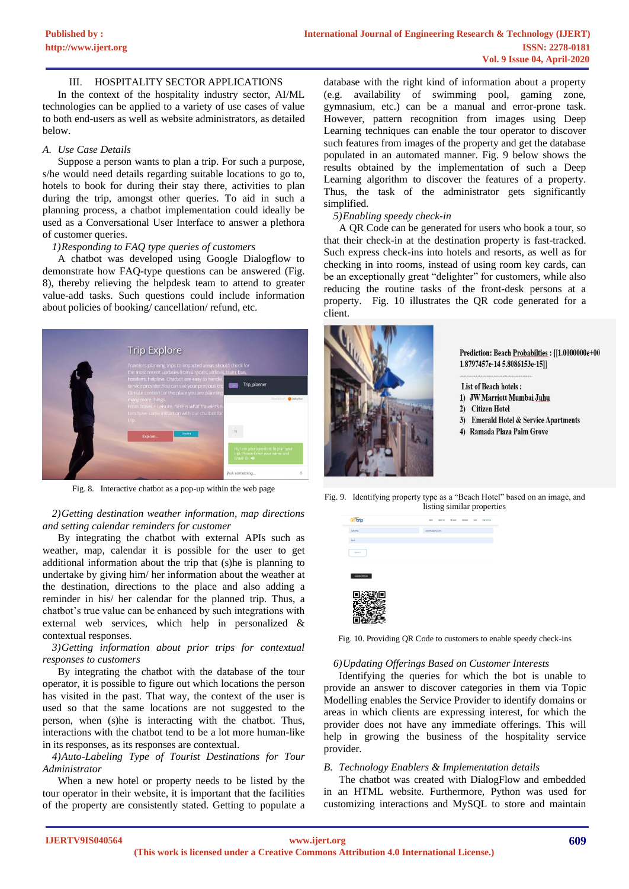## III. HOSPITALITY SECTOR APPLICATIONS

In the context of the hospitality industry sector, AI/ML technologies can be applied to a variety of use cases of value to both end-users as well as website administrators, as detailed below.

### *A. Use Case Details*

Suppose a person wants to plan a trip. For such a purpose, s/he would need details regarding suitable locations to go to, hotels to book for during their stay there, activities to plan during the trip, amongst other queries. To aid in such a planning process, a chatbot implementation could ideally be used as a Conversational User Interface to answer a plethora of customer queries.

*1) Responding to FAQ type queries of customers*

A chatbot was developed using Google Dialogflow to demonstrate how FAQ-type questions can be answered (Fig. 8), thereby relieving the helpdesk team to attend to greater value-add tasks. Such questions could include information about policies of booking/ cancellation/ refund, etc.

Fig. 8. Interactive chatbot as a pop-up within the web page

*2) Getting destination weather information, map directions and setting calendar reminders for customer*

By integrating the chatbot with external APIs such as weather, map, calendar it is possible for the user to get additional information about the trip that (s)he is planning to undertake by giving him/ her information about the weather at the destination, directions to the place and also adding a reminder in his/ her calendar for the planned trip. Thus, a chatbot's true value can be enhanced by such integrations with external web services, which help in personalized & contextual responses.

*3) Getting information about prior trips for contextual responses to customers*

By integrating the chatbot with the database of the tour operator, it is possible to figure out which locations the person has visited in the past. That way, the context of the user is used so that the same locations are not suggested to the person, when (s)he is interacting with the chatbot. Thus, interactions with the chatbot tend to be a lot more human-like in its responses, as its responses are contextual.

*4) Auto-Labeling Type of Tourist Destinations for Tour Administrator*

When a new hotel or property needs to be listed by the tour operator in their website, it is important that the facilities of the property are consistently stated. Getting to populate a database with the right kind of information about a property (e.g. availability of swimming pool, gaming zone, gymnasium, etc.) can be a manual and error-prone task. However, pattern recognition from images using Deep Learning techniques can enable the tour operator to discover such features from images of the property and get the database populated in an automated manner. Fig. 9 below shows the results obtained by the implementation of such a Deep Learning algorithm to discover the features of a property. Thus, the task of the administrator gets significantly simplified.

*5) Enabling speedy check-in*

A QR Code can be generated for users who book a tour, so that their check-in at the destination property is fast-tracked. Such express check-ins into hotels and resorts, as well as for checking in into rooms, instead of using room key cards, can be an exceptionally great "delighter" for customers, while also reducing the routine tasks of the front-desk persons at a property. Fig. 10 illustrates the QR code generated for a client.

Prediction: Beach Probabilties : [[1.0000000e+00 1.8797457e-14 5.8086153e-15]]

List of Beach hotels :
1) JW Marriott Mumbai Juhu
2) Citizen Hotel
3) Emerald Hotel & Service Apartments
4) Ramada Plaza Palm Grove

Fig. 9. Identifying property type as a "Beach Hotel" based on an image, and listing similar properties

Fig. 10. Providing QR Code to customers to enable speedy check-ins

*6) Updating Offerings Based on Customer Interests*

Identifying the queries for which the bot is unable to provide an answer to discover categories in them via Topic Modelling enables the Service Provider to identify domains or areas in which clients are expressing interest, for which the provider does not have any immediate offerings. This will help in growing the business of the hospitality service provider.

### *B. Technology Enablers & Implementation details*

The chatbot was created with DialogFlow and embedded in an HTML website. Furthermore, Python was used for customizing interactions and MySQL to store and maintain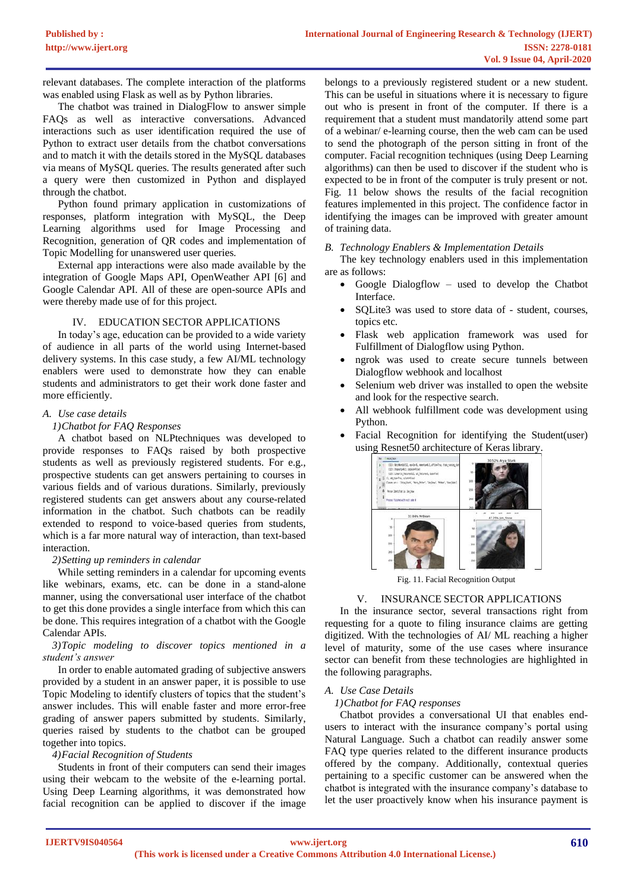relevant databases. The complete interaction of the platforms was enabled using Flask as well as by Python libraries.

The chatbot was trained in DialogFlow to answer simple FAQs as well as interactive conversations. Advanced interactions such as user identification required the use of Python to extract user details from the chatbot conversations and to match it with the details stored in the MySQL databases via means of MySQL queries. The results generated after such a query were then customized in Python and displayed through the chatbot.

Python found primary application in customizations of responses, platform integration with MySQL, the Deep Learning algorithms used for Image Processing and Recognition, generation of QR codes and implementation of Topic Modelling for unanswered user queries.

External app interactions were also made available by the integration of Google Maps API, OpenWeather API [6] and Google Calendar API. All of these are open-source APIs and were thereby made use of for this project.

## IV. EDUCATION SECTOR APPLICATIONS

In today's age, education can be provided to a wide variety of audience in all parts of the world using Internet-based delivery systems. In this case study, a few AI/ML technology enablers were used to demonstrate how they can enable students and administrators to get their work done faster and more efficiently.

### A. *Use case details*

*1)Chatbot for FAQ Responses*

A chatbot based on NLPtechniques was developed to provide responses to FAQs raised by both prospective students as well as previously registered students. For e.g., prospective students can get answers pertaining to courses in various fields and of various durations. Similarly, previously registered students can get answers about any course-related information in the chatbot. Such chatbots can be readily extended to respond to voice-based queries from students, which is a far more natural way of interaction, than text-based interaction.

*2)Setting up reminders in calendar*

While setting reminders in a calendar for upcoming events like webinars, exams, etc. can be done in a stand-alone manner, using the conversational user interface of the chatbot to get this done provides a single interface from which this can be done. This requires integration of a chatbot with the Google Calendar APIs.

*3)Topic modeling to discover topics mentioned in a student's answer*

In order to enable automated grading of subjective answers provided by a student in an answer paper, it is possible to use Topic Modeling to identify clusters of topics that the student's answer includes. This will enable faster and more error-free grading of answer papers submitted by students. Similarly, queries raised by students to the chatbot can be grouped together into topics.

*4)Facial Recognition of Students*

Students in front of their computers can send their images using their webcam to the website of the e-learning portal. Using Deep Learning algorithms, it was demonstrated how facial recognition can be applied to discover if the image belongs to a previously registered student or a new student. This can be useful in situations where it is necessary to figure out who is present in front of the computer. If there is a requirement that a student must mandatorily attend some part of a webinar/ e-learning course, then the web cam can be used to send the photograph of the person sitting in front of the computer. Facial recognition techniques (using Deep Learning algorithms) can then be used to discover if the student who is expected to be in front of the computer is truly present or not. Fig. 11 below shows the results of the facial recognition features implemented in this project. The confidence factor in identifying the images can be improved with greater amount of training data.

### B. *Technology Enablers & Implementation Details*

The key technology enablers used in this implementation are as follows:

- Google Dialogflow – used to develop the Chatbot Interface.
- SQLite3 was used to store data of - student, courses, topics etc.
- Flask web application framework was used for Fulfillment of Dialogflow using Python.
- ngrok was used to create secure tunnels between Dialogflow webhook and localhost
- Selenium web driver was installed to open the website and look for the respective search.
- All webhook fulfillment code was development using Python.
- Facial Recognition for identifying the Student(user) using Resnet50 architecture of Keras library.

Fig. 11. Facial Recognition Output

## V. INSURANCE SECTOR APPLICATIONS

In the insurance sector, several transactions right from requesting for a quote to filing insurance claims are getting digitized. With the technologies of AI/ ML reaching a higher level of maturity, some of the use cases where insurance sector can benefit from these technologies are highlighted in the following paragraphs.

### A. *Use Case Details*

*1)Chatbot for FAQ responses*

Chatbot provides a conversational UI that enables end-users to interact with the insurance company's portal using Natural Language. Such a chatbot can readily answer some FAQ type queries related to the different insurance products offered by the company. Additionally, contextual queries pertaining to a specific customer can be answered when the chatbot is integrated with the insurance company's database to let the user proactively know when his insurance payment is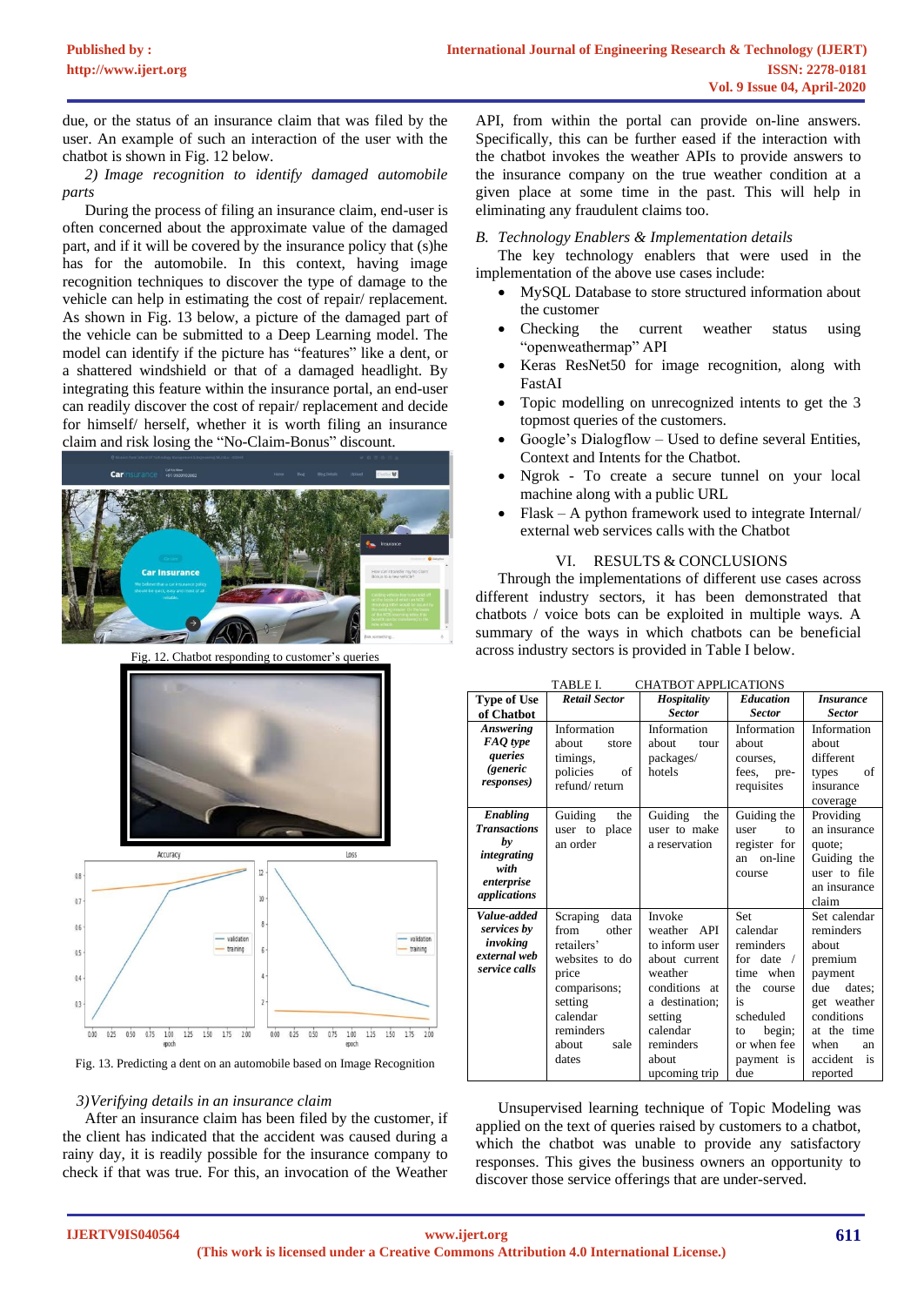due, or the status of an insurance claim that was filed by the user. An example of such an interaction of the user with the chatbot is shown in Fig. 12 below.

*2) Image recognition to identify damaged automobile parts*

During the process of filing an insurance claim, end-user is often concerned about the approximate value of the damaged part, and if it will be covered by the insurance policy that (s)he has for the automobile. In this context, having image recognition techniques to discover the type of damage to the vehicle can help in estimating the cost of repair/ replacement. As shown in Fig. 13 below, a picture of the damaged part of the vehicle can be submitted to a Deep Learning model. The model can identify if the picture has "features" like a dent, or a shattered windshield or that of a damaged headlight. By integrating this feature within the insurance portal, an end-user can readily discover the cost of repair/ replacement and decide for himself/ herself, whether it is worth filing an insurance claim and risk losing the "No-Claim-Bonus" discount.

Fig. 12. Chatbot responding to customer's queries

Fig. 13. Predicting a dent on an automobile based on Image Recognition

*3) Verifying details in an insurance claim*

After an insurance claim has been filed by the customer, if the client has indicated that the accident was caused during a rainy day, it is readily possible for the insurance company to check if that was true. For this, an invocation of the Weather API, from within the portal can provide on-line answers. Specifically, this can be further eased if the interaction with the chatbot invokes the weather APIs to provide answers to the insurance company on the true weather condition at a given place at some time in the past. This will help in eliminating any fraudulent claims too.

### B. Technology Enablers & Implementation details

The key technology enablers that were used in the implementation of the above use cases include:

- MySQL Database to store structured information about the customer
- Checking the current weather status using "openweathermap" API
- Keras ResNet50 for image recognition, along with FastAI
- Topic modelling on unrecognized intents to get the 3 topmost queries of the customers.
- Google's Dialogflow – Used to define several Entities, Context and Intents for the Chatbot.
- Ngrok - To create a secure tunnel on your local machine along with a public URL
- Flask – A python framework used to integrate Internal/ external web services calls with the Chatbot

## VI. RESULTS & CONCLUSIONS

Through the implementations of different use cases across different industry sectors, it has been demonstrated that chatbots / voice bots can be exploited in multiple ways. A summary of the ways in which chatbots can be beneficial across industry sectors is provided in Table I below.

TABLE I. CHATBOT APPLICATIONS

| Type of Use of Chatbot | *Retail Sector* | *Hospitality Sector* | *Education Sector* | *Insurance Sector* |
|---|---|---|---|---|
| *Answering FAQ type queries (generic responses)* | Information about store timings, policies of refund/ return | Information about tour packages/ hotels | Information about courses, fees, pre-requisites | Information about different types of insurance coverage |
| *Enabling Transactions by integrating with enterprise applications* | Guiding the user to place an order | Guiding the user to make a reservation | Guiding the user to register for an on-line course | Providing an insurance quote; Guiding the user to file an insurance claim |
| *Value-added services by invoking external web service calls* | Scraping data from other retailers' websites to do price comparisons; setting calendar reminders about sale dates | Invoke weather API to inform user about current weather conditions at a destination; setting calendar reminders about upcoming trip | Set calendar reminders for date / time when the course is scheduled to begin; or when fee payment is due | Set calendar reminders about premium payment due dates; get weather conditions at the time when an accident is reported |

Unsupervised learning technique of Topic Modeling was applied on the text of queries raised by customers to a chatbot, which the chatbot was unable to provide any satisfactory responses. This gives the business owners an opportunity to discover those service offerings that are under-served.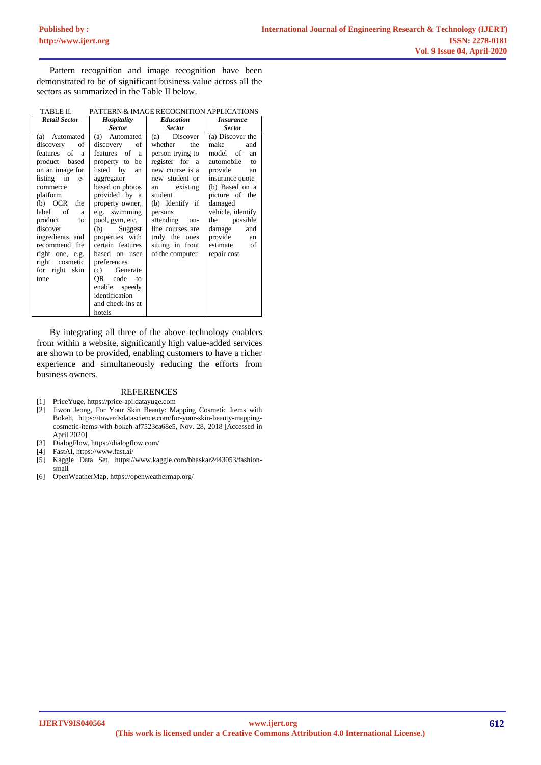Pattern recognition and image recognition have been demonstrated to be of significant business value across all the sectors as summarized in the Table II below.

TABLE II. PATTERN & IMAGE RECOGNITION APPLICATIONS

| ***Retail Sector*** | ***Hospitality Sector*** | ***Education Sector*** | ***Insurance Sector*** |
|---|---|---|---|
| (a) Automated discovery of features of a product based on an image for listing in e-commerce platform (b) OCR the label of a product to discover ingredients, and recommend the right one, e.g. right cosmetic for right skin tone | (a) Automated discovery of features of a property to be listed by an aggregator based on photos provided by a property owner, e.g. swimming pool, gym, etc. (b) Suggest properties with certain features based on user preferences (c) Generate QR code to enable speedy identification and check-ins at hotels | (a) Discover whether the person trying to register for a new course is a new student or an existing student (b) Identify if persons attending on-line courses are truly the ones sitting in front of the computer | (a) Discover the make and model of an automobile to provide an insurance quote (b) Based on a picture of the damaged vehicle, identify the possible damage and provide an estimate of repair cost |

By integrating all three of the above technology enablers from within a website, significantly high value-added services are shown to be provided, enabling customers to have a richer experience and simultaneously reducing the efforts from business owners.

## REFERENCES

[1] PriceYuge, https://price-api.datayuge.com

[2] Jiwon Jeong, For Your Skin Beauty: Mapping Cosmetic Items with Bokeh, https://towardsdatascience.com/for-your-skin-beauty-mapping-cosmetic-items-with-bokeh-af7523ca68e5, Nov. 28, 2018 [Accessed in April 2020]

[3] DialogFlow, https://dialogflow.com/

[4] FastAI, https://www.fast.ai/

[5] Kaggle Data Set, https://www.kaggle.com/bhaskar2443053/fashion-small

[6] OpenWeatherMap, https://openweathermap.org/